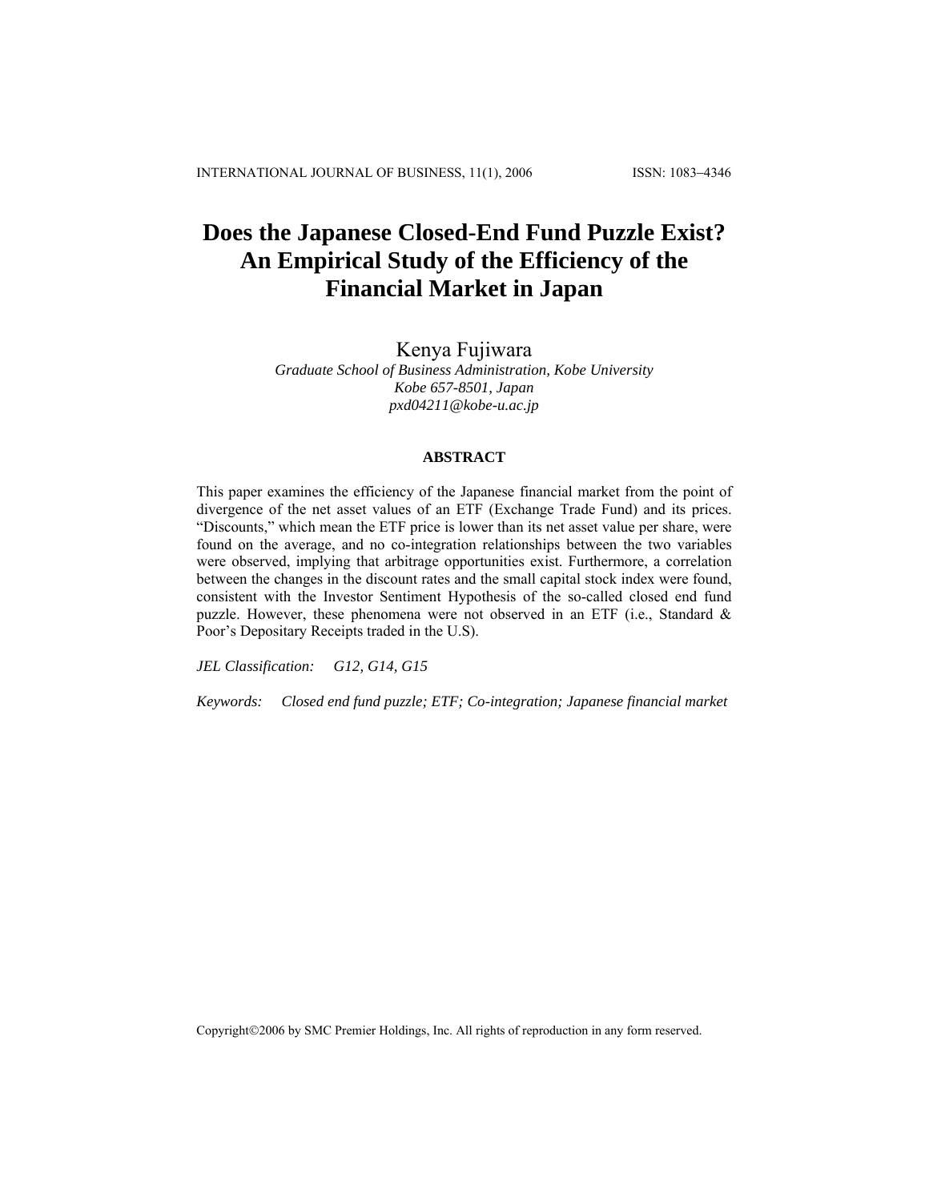# Does the Japanese Closed-End Fund Puzzle Exist? An Empirical Study of the Efficiency of the Financial Market in Japan

Kenya Fujiwara

*Graduate School of Business Administration, Kobe University*
*Kobe 657-8501, Japan*
*pxd04211@kobe-u.ac.jp*

## ABSTRACT

This paper examines the efficiency of the Japanese financial market from the point of divergence of the net asset values of an ETF (Exchange Trade Fund) and its prices. "Discounts," which mean the ETF price is lower than its net asset value per share, were found on the average, and no co-integration relationships between the two variables were observed, implying that arbitrage opportunities exist. Furthermore, a correlation between the changes in the discount rates and the small capital stock index were found, consistent with the Investor Sentiment Hypothesis of the so-called closed end fund puzzle. However, these phenomena were not observed in an ETF (i.e., Standard & Poor's Depositary Receipts traded in the U.S).

*JEL Classification:* *G12, G14, G15*

*Keywords:* *Closed end fund puzzle; ETF; Co-integration; Japanese financial market*

Copyright©2006 by SMC Premier Holdings, Inc. All rights of reproduction in any form reserved.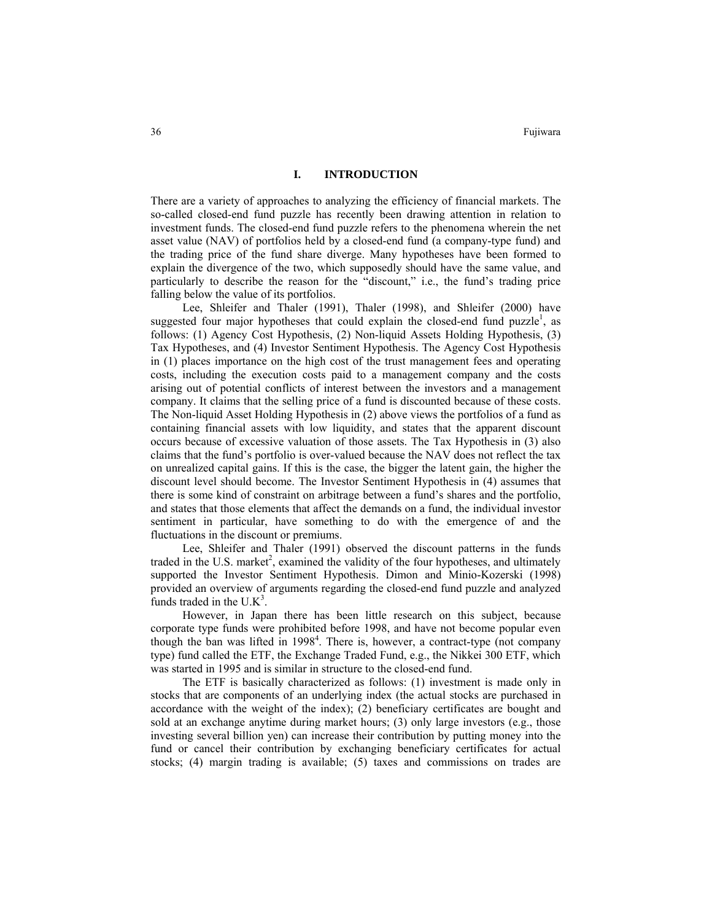## I. INTRODUCTION

There are a variety of approaches to analyzing the efficiency of financial markets. The so-called closed-end fund puzzle has recently been drawing attention in relation to investment funds. The closed-end fund puzzle refers to the phenomena wherein the net asset value (NAV) of portfolios held by a closed-end fund (a company-type fund) and the trading price of the fund share diverge. Many hypotheses have been formed to explain the divergence of the two, which supposedly should have the same value, and particularly to describe the reason for the "discount," i.e., the fund's trading price falling below the value of its portfolios.

Lee, Shleifer and Thaler (1991), Thaler (1998), and Shleifer (2000) have suggested four major hypotheses that could explain the closed-end fund puzzle[1], as follows: (1) Agency Cost Hypothesis, (2) Non-liquid Assets Holding Hypothesis, (3) Tax Hypotheses, and (4) Investor Sentiment Hypothesis. The Agency Cost Hypothesis in (1) places importance on the high cost of the trust management fees and operating costs, including the execution costs paid to a management company and the costs arising out of potential conflicts of interest between the investors and a management company. It claims that the selling price of a fund is discounted because of these costs. The Non-liquid Asset Holding Hypothesis in (2) above views the portfolios of a fund as containing financial assets with low liquidity, and states that the apparent discount occurs because of excessive valuation of those assets. The Tax Hypothesis in (3) also claims that the fund's portfolio is over-valued because the NAV does not reflect the tax on unrealized capital gains. If this is the case, the bigger the latent gain, the higher the discount level should become. The Investor Sentiment Hypothesis in (4) assumes that there is some kind of constraint on arbitrage between a fund's shares and the portfolio, and states that those elements that affect the demands on a fund, the individual investor sentiment in particular, have something to do with the emergence of and the fluctuations in the discount or premiums.

Lee, Shleifer and Thaler (1991) observed the discount patterns in the funds traded in the U.S. market[2], examined the validity of the four hypotheses, and ultimately supported the Investor Sentiment Hypothesis. Dimon and Minio-Kozerski (1998) provided an overview of arguments regarding the closed-end fund puzzle and analyzed funds traded in the U.K[3].

However, in Japan there has been little research on this subject, because corporate type funds were prohibited before 1998, and have not become popular even though the ban was lifted in 1998[4]. There is, however, a contract-type (not company type) fund called the ETF, the Exchange Traded Fund, e.g., the Nikkei 300 ETF, which was started in 1995 and is similar in structure to the closed-end fund.

The ETF is basically characterized as follows: (1) investment is made only in stocks that are components of an underlying index (the actual stocks are purchased in accordance with the weight of the index); (2) beneficiary certificates are bought and sold at an exchange anytime during market hours; (3) only large investors (e.g., those investing several billion yen) can increase their contribution by putting money into the fund or cancel their contribution by exchanging beneficiary certificates for actual stocks; (4) margin trading is available; (5) taxes and commissions on trades are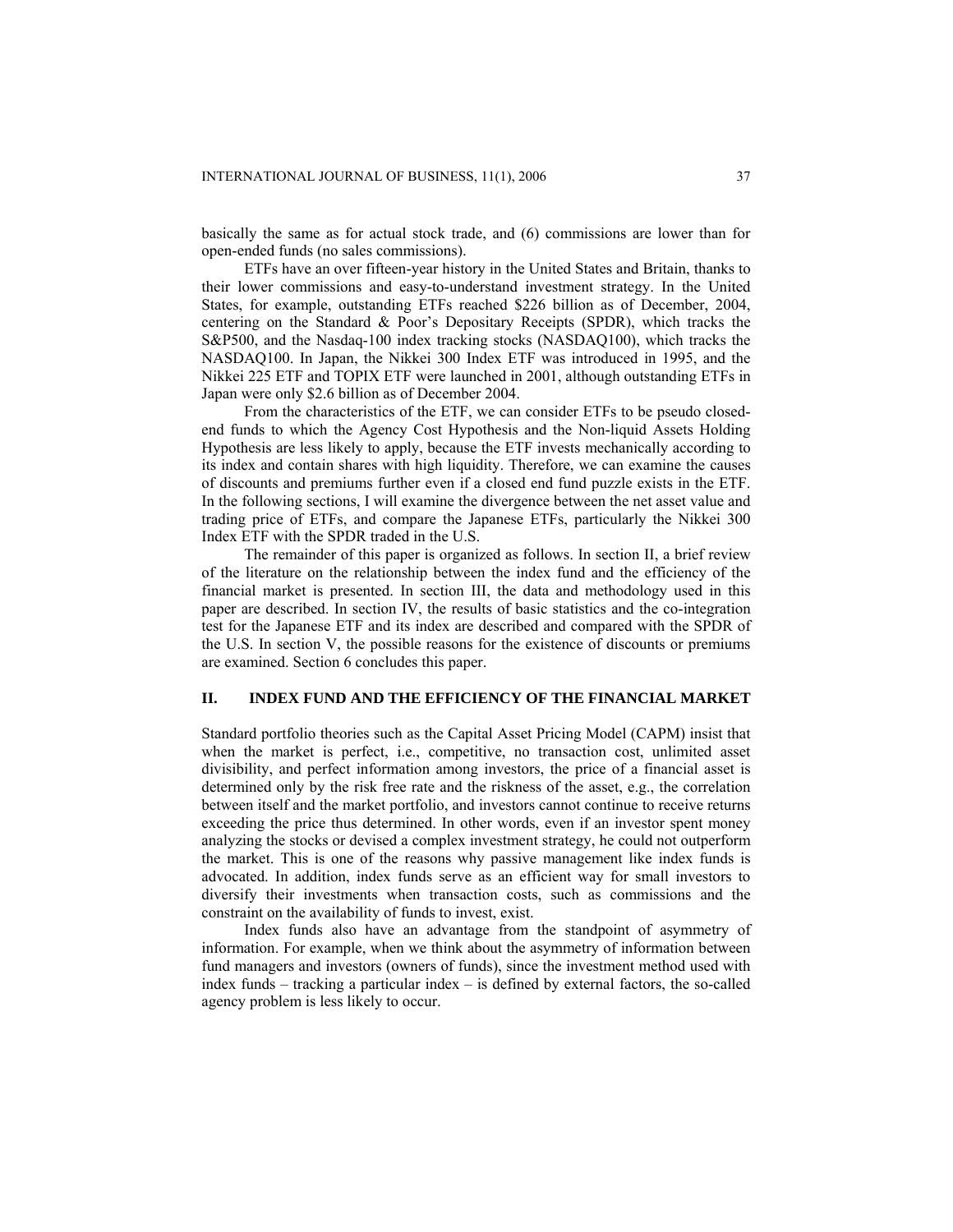basically the same as for actual stock trade, and (6) commissions are lower than for open-ended funds (no sales commissions).

ETFs have an over fifteen-year history in the United States and Britain, thanks to their lower commissions and easy-to-understand investment strategy. In the United States, for example, outstanding ETFs reached $226 billion as of December, 2004, centering on the Standard & Poor's Depositary Receipts (SPDR), which tracks the S&P500, and the Nasdaq-100 index tracking stocks (NASDAQ100), which tracks the NASDAQ100. In Japan, the Nikkei 300 Index ETF was introduced in 1995, and the Nikkei 225 ETF and TOPIX ETF were launched in 2001, although outstanding ETFs in Japan were only $2.6 billion as of December 2004.

From the characteristics of the ETF, we can consider ETFs to be pseudo closed-end funds to which the Agency Cost Hypothesis and the Non-liquid Assets Holding Hypothesis are less likely to apply, because the ETF invests mechanically according to its index and contain shares with high liquidity. Therefore, we can examine the causes of discounts and premiums further even if a closed end fund puzzle exists in the ETF. In the following sections, I will examine the divergence between the net asset value and trading price of ETFs, and compare the Japanese ETFs, particularly the Nikkei 300 Index ETF with the SPDR traded in the U.S.

The remainder of this paper is organized as follows. In section II, a brief review of the literature on the relationship between the index fund and the efficiency of the financial market is presented. In section III, the data and methodology used in this paper are described. In section IV, the results of basic statistics and the co-integration test for the Japanese ETF and its index are described and compared with the SPDR of the U.S. In section V, the possible reasons for the existence of discounts or premiums are examined. Section 6 concludes this paper.

## II. INDEX FUND AND THE EFFICIENCY OF THE FINANCIAL MARKET

Standard portfolio theories such as the Capital Asset Pricing Model (CAPM) insist that when the market is perfect, i.e., competitive, no transaction cost, unlimited asset divisibility, and perfect information among investors, the price of a financial asset is determined only by the risk free rate and the riskness of the asset, e.g., the correlation between itself and the market portfolio, and investors cannot continue to receive returns exceeding the price thus determined. In other words, even if an investor spent money analyzing the stocks or devised a complex investment strategy, he could not outperform the market. This is one of the reasons why passive management like index funds is advocated. In addition, index funds serve as an efficient way for small investors to diversify their investments when transaction costs, such as commissions and the constraint on the availability of funds to invest, exist.

Index funds also have an advantage from the standpoint of asymmetry of information. For example, when we think about the asymmetry of information between fund managers and investors (owners of funds), since the investment method used with index funds – tracking a particular index – is defined by external factors, the so-called agency problem is less likely to occur.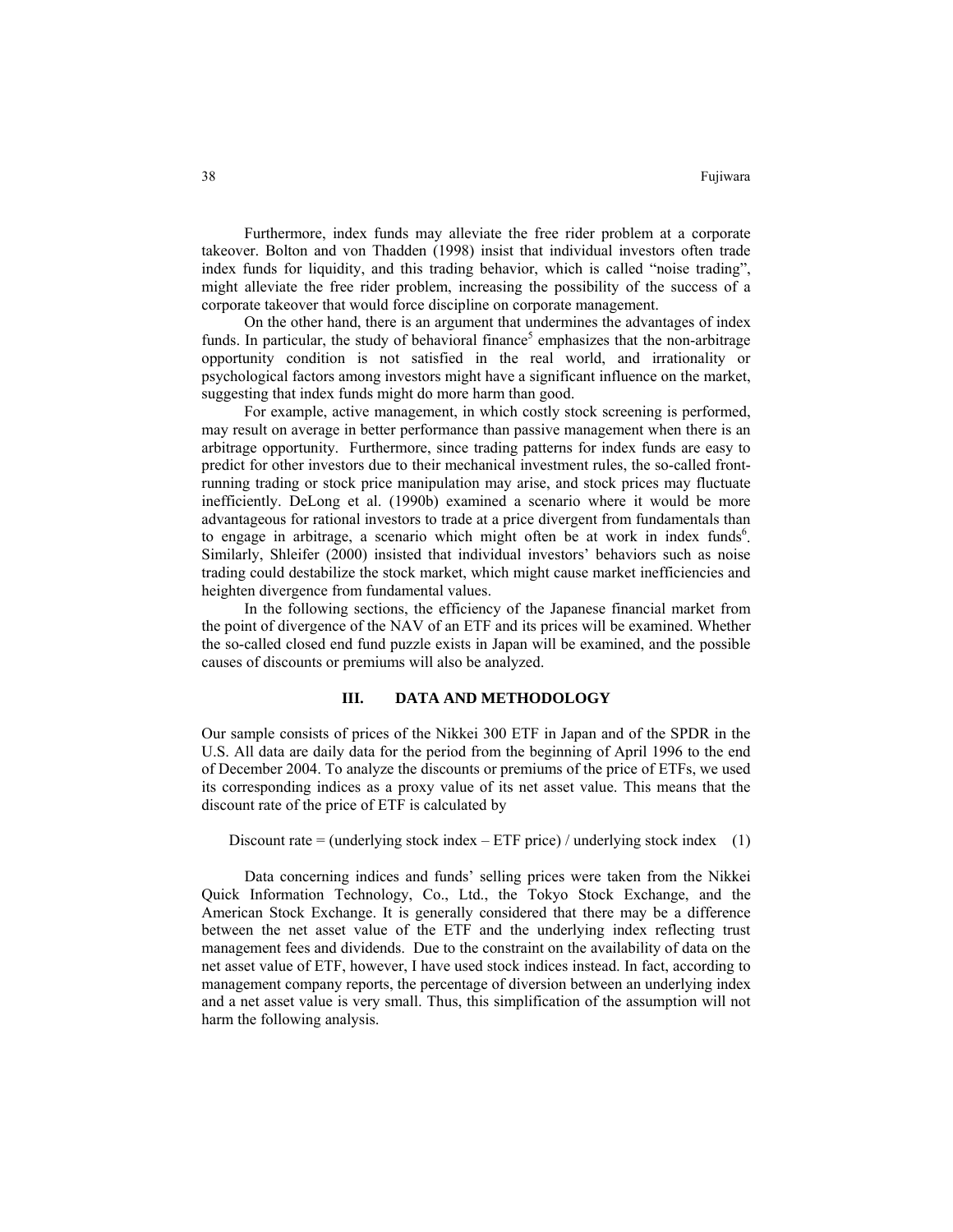Furthermore, index funds may alleviate the free rider problem at a corporate takeover. Bolton and von Thadden (1998) insist that individual investors often trade index funds for liquidity, and this trading behavior, which is called "noise trading", might alleviate the free rider problem, increasing the possibility of the success of a corporate takeover that would force discipline on corporate management.

On the other hand, there is an argument that undermines the advantages of index funds. In particular, the study of behavioral finance[5] emphasizes that the non-arbitrage opportunity condition is not satisfied in the real world, and irrationality or psychological factors among investors might have a significant influence on the market, suggesting that index funds might do more harm than good.

For example, active management, in which costly stock screening is performed, may result on average in better performance than passive management when there is an arbitrage opportunity. Furthermore, since trading patterns for index funds are easy to predict for other investors due to their mechanical investment rules, the so-called front-running trading or stock price manipulation may arise, and stock prices may fluctuate inefficiently. DeLong et al. (1990b) examined a scenario where it would be more advantageous for rational investors to trade at a price divergent from fundamentals than to engage in arbitrage, a scenario which might often be at work in index funds[6]. Similarly, Shleifer (2000) insisted that individual investors' behaviors such as noise trading could destabilize the stock market, which might cause market inefficiencies and heighten divergence from fundamental values.

In the following sections, the efficiency of the Japanese financial market from the point of divergence of the NAV of an ETF and its prices will be examined. Whether the so-called closed end fund puzzle exists in Japan will be examined, and the possible causes of discounts or premiums will also be analyzed.

## III. DATA AND METHODOLOGY

Our sample consists of prices of the Nikkei 300 ETF in Japan and of the SPDR in the U.S. All data are daily data for the period from the beginning of April 1996 to the end of December 2004. To analyze the discounts or premiums of the price of ETFs, we used its corresponding indices as a proxy value of its net asset value. This means that the discount rate of the price of ETF is calculated by

$$\text{Discount rate} = (\text{underlying stock index} - \text{ETF price}) / \text{underlying stock index} \quad (1)$$

Data concerning indices and funds' selling prices were taken from the Nikkei Quick Information Technology, Co., Ltd., the Tokyo Stock Exchange, and the American Stock Exchange. It is generally considered that there may be a difference between the net asset value of the ETF and the underlying index reflecting trust management fees and dividends. Due to the constraint on the availability of data on the net asset value of ETF, however, I have used stock indices instead. In fact, according to management company reports, the percentage of diversion between an underlying index and a net asset value is very small. Thus, this simplification of the assumption will not harm the following analysis.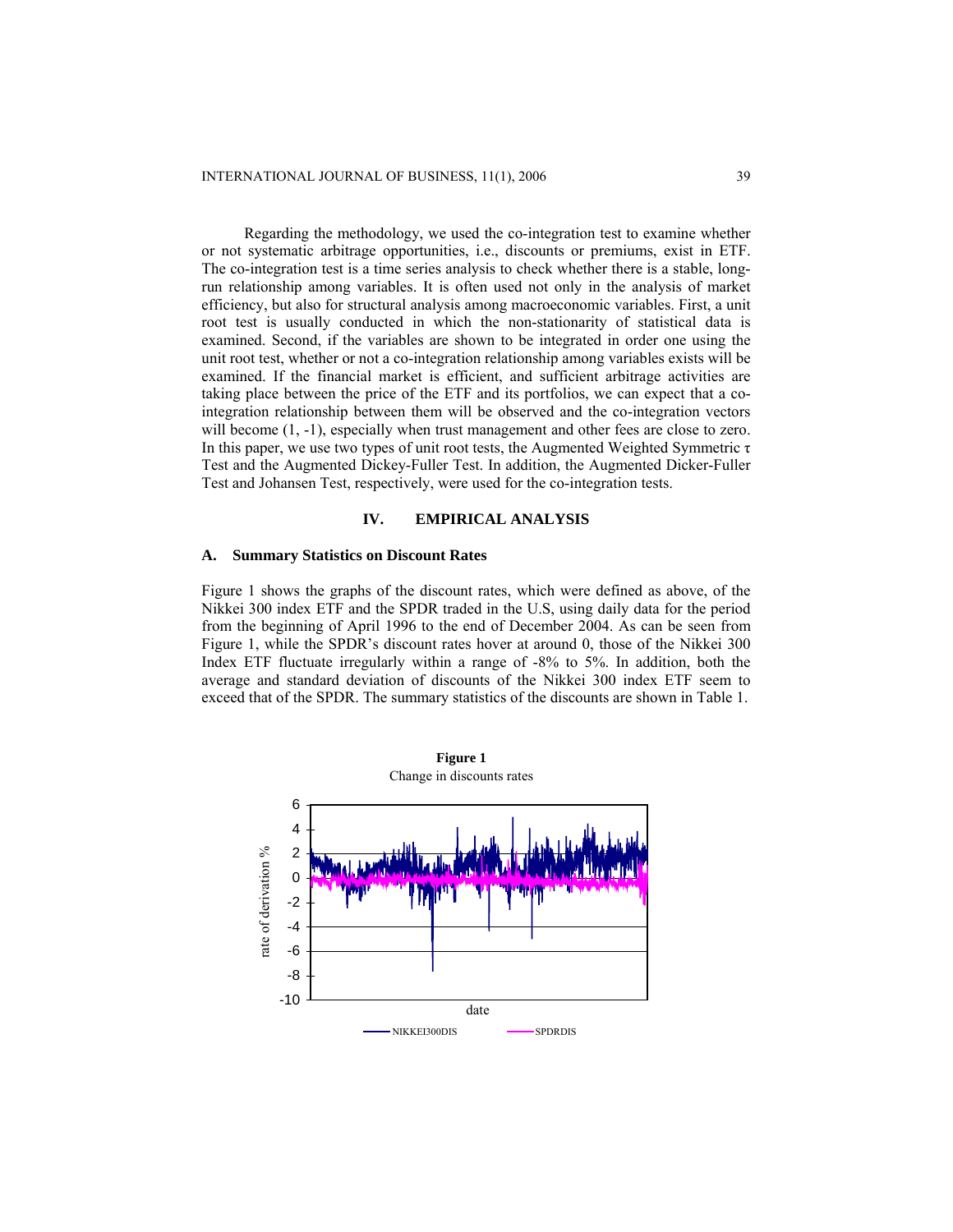Regarding the methodology, we used the co-integration test to examine whether or not systematic arbitrage opportunities, i.e., discounts or premiums, exist in ETF. The co-integration test is a time series analysis to check whether there is a stable, long-run relationship among variables. It is often used not only in the analysis of market efficiency, but also for structural analysis among macroeconomic variables. First, a unit root test is usually conducted in which the non-stationarity of statistical data is examined. Second, if the variables are shown to be integrated in order one using the unit root test, whether or not a co-integration relationship among variables exists will be examined. If the financial market is efficient, and sufficient arbitrage activities are taking place between the price of the ETF and its portfolios, we can expect that a co-integration relationship between them will be observed and the co-integration vectors will become (1, -1), especially when trust management and other fees are close to zero. In this paper, we use two types of unit root tests, the Augmented Weighted Symmetric $\tau$ Test and the Augmented Dickey-Fuller Test. In addition, the Augmented Dicker-Fuller Test and Johansen Test, respectively, were used for the co-integration tests.

## IV. EMPIRICAL ANALYSIS

### A. Summary Statistics on Discount Rates

Figure 1 shows the graphs of the discount rates, which were defined as above, of the Nikkei 300 index ETF and the SPDR traded in the U.S, using daily data for the period from the beginning of April 1996 to the end of December 2004. As can be seen from Figure 1, while the SPDR's discount rates hover at around 0, those of the Nikkei 300 Index ETF fluctuate irregularly within a range of -8% to 5%. In addition, both the average and standard deviation of discounts of the Nikkei 300 index ETF seem to exceed that of the SPDR. The summary statistics of the discounts are shown in Table 1.

**Figure 1**
Change in discounts rates

rate of derivation %

6
4
2
0
-2
-4
-6
-8
-10

date

NIKKEI300DIS
SPDRDIS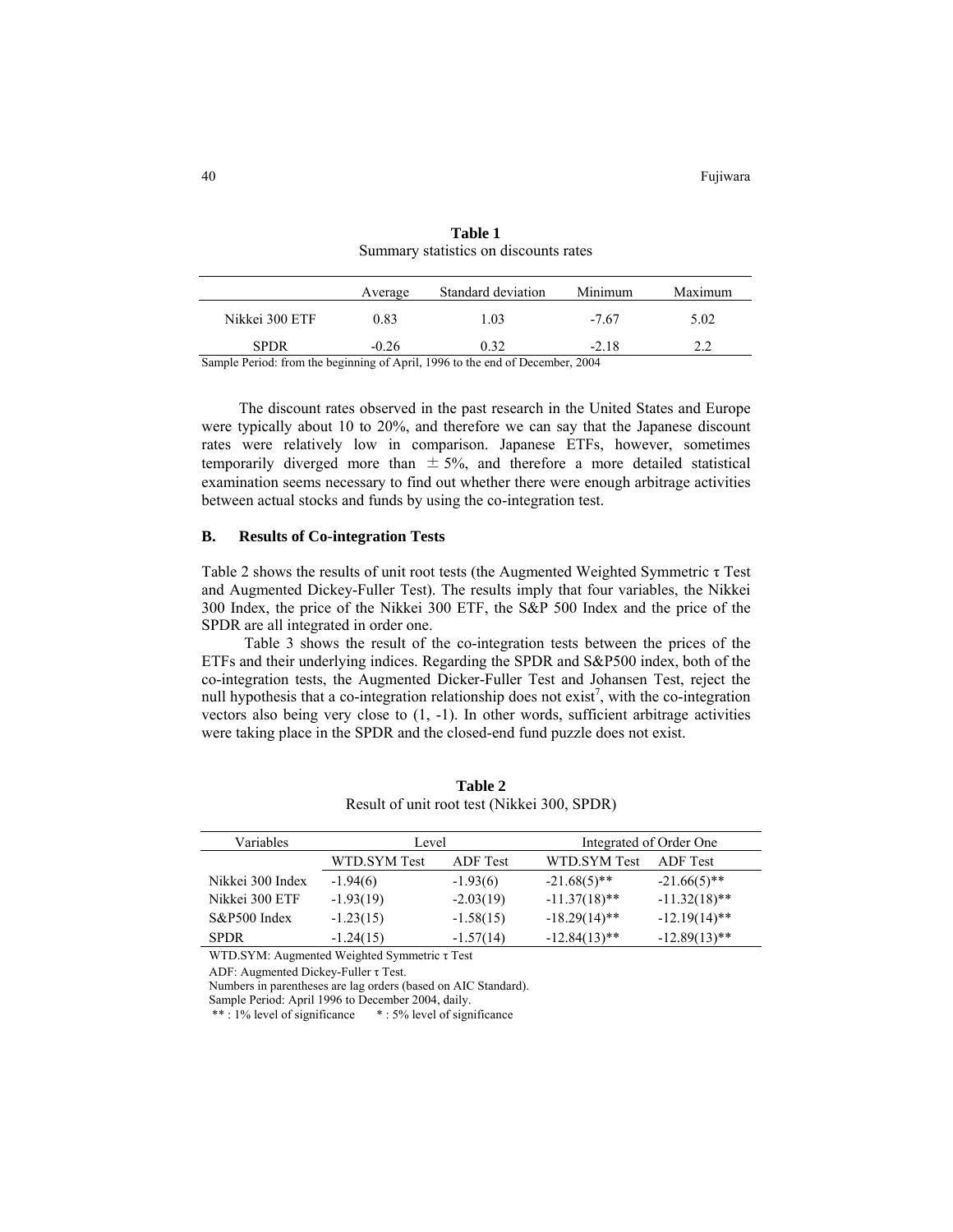**Table 1**
Summary statistics on discounts rates

| | Average | Standard deviation | Minimum | Maximum |
|---|---|---|---|---|
| Nikkei 300 ETF | 0.83 | 1.03 | -7.67 | 5.02 |
| SPDR | -0.26 | 0.32 | -2.18 | 2.2 |

Sample Period: from the beginning of April, 1996 to the end of December, 2004

The discount rates observed in the past research in the United States and Europe were typically about 10 to 20%, and therefore we can say that the Japanese discount rates were relatively low in comparison. Japanese ETFs, however, sometimes temporarily diverged more than ±5%, and therefore a more detailed statistical examination seems necessary to find out whether there were enough arbitrage activities between actual stocks and funds by using the co-integration test.

### B. Results of Co-integration Tests

Table 2 shows the results of unit root tests (the Augmented Weighted Symmetric τ Test and Augmented Dickey-Fuller Test). The results imply that four variables, the Nikkei 300 Index, the price of the Nikkei 300 ETF, the S&P 500 Index and the price of the SPDR are all integrated in order one.

Table 3 shows the result of the co-integration tests between the prices of the ETFs and their underlying indices. Regarding the SPDR and S&P500 index, both of the co-integration tests, the Augmented Dicker-Fuller Test and Johansen Test, reject the null hypothesis that a co-integration relationship does not exist[7], with the co-integration vectors also being very close to (1, -1). In other words, sufficient arbitrage activities were taking place in the SPDR and the closed-end fund puzzle does not exist.

**Table 2**
Result of unit root test (Nikkei 300, SPDR)

| Variables | Level | | Integrated of Order One | |
|---|---|---|---|---|
| | WTD.SYM Test | ADF Test | WTD.SYM Test | ADF Test |
| Nikkei 300 Index | -1.94(6) | -1.93(6) | -21.68(5)** | -21.66(5)** |
| Nikkei 300 ETF | -1.93(19) | -2.03(19) | -11.37(18)** | -11.32(18)** |
| S&P500 Index | -1.23(15) | -1.58(15) | -18.29(14)** | -12.19(14)** |
| SPDR | -1.24(15) | -1.57(14) | -12.84(13)** | -12.89(13)** |

WTD.SYM: Augmented Weighted Symmetric τ Test

ADF: Augmented Dickey-Fuller τ Test.

Numbers in parentheses are lag orders (based on AIC Standard).

Sample Period: April 1996 to December 2004, daily.

** : 1% level of significance  * : 5% level of significance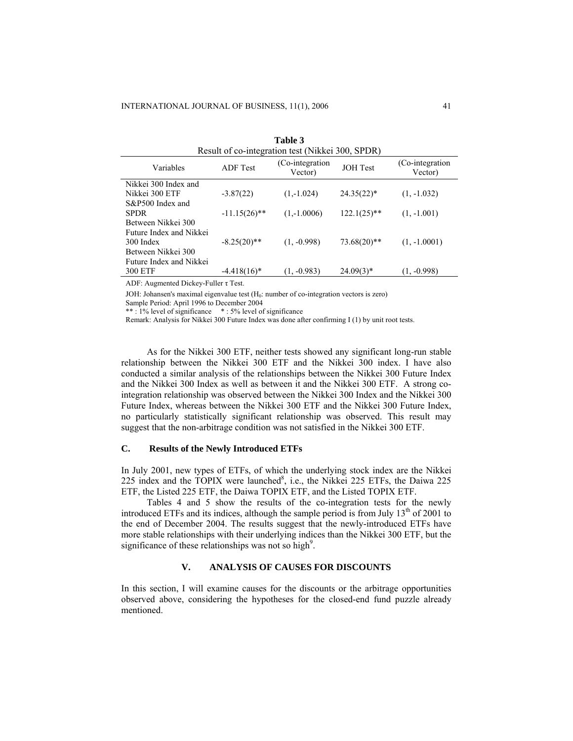**Table 3**
Result of co-integration test (Nikkei 300, SPDR)

| Variables | ADF Test | (Co-integration Vector) | JOH Test | (Co-integration Vector) |
|---|---|---|---|---|
| Nikkei 300 Index and Nikkei 300 ETF | -3.87(22) | (1,-1.024) | 24.35(22)* | (1, -1.032) |
| S&P500 Index and SPDR | -11.15(26)** | (1,-1.0006) | 122.1(25)** | (1, -1.001) |
| Between Nikkei 300 Future Index and Nikkei 300 Index | -8.25(20)** | (1, -0.998) | 73.68(20)** | (1, -1.0001) |
| Between Nikkei 300 Future Index and Nikkei 300 ETF | -4.418(16)* | (1, -0.983) | 24.09(3)* | (1, -0.998) |

ADF: Augmented Dickey-Fuller τ Test.

JOH: Johansen's maximal eigenvalue test ($H_0$: number of co-integration vectors is zero)

Sample Period: April 1996 to December 2004

** : 1% level of significance * : 5% level of significance

Remark: Analysis for Nikkei 300 Future Index was done after confirming I (1) by unit root tests.

As for the Nikkei 300 ETF, neither tests showed any significant long-run stable relationship between the Nikkei 300 ETF and the Nikkei 300 index. I have also conducted a similar analysis of the relationships between the Nikkei 300 Future Index and the Nikkei 300 Index as well as between it and the Nikkei 300 ETF. A strong co-integration relationship was observed between the Nikkei 300 Index and the Nikkei 300 Future Index, whereas between the Nikkei 300 ETF and the Nikkei 300 Future Index, no particularly statistically significant relationship was observed. This result may suggest that the non-arbitrage condition was not satisfied in the Nikkei 300 ETF.

### C. Results of the Newly Introduced ETFs

In July 2001, new types of ETFs, of which the underlying stock index are the Nikkei 225 index and the TOPIX were launched[8], i.e., the Nikkei 225 ETFs, the Daiwa 225 ETF, the Listed 225 ETF, the Daiwa TOPIX ETF, and the Listed TOPIX ETF.

Tables 4 and 5 show the results of the co-integration tests for the newly introduced ETFs and its indices, although the sample period is from July 13th of 2001 to the end of December 2004. The results suggest that the newly-introduced ETFs have more stable relationships with their underlying indices than the Nikkei 300 ETF, but the significance of these relationships was not so high[9].

## V. ANALYSIS OF CAUSES FOR DISCOUNTS

In this section, I will examine causes for the discounts or the arbitrage opportunities observed above, considering the hypotheses for the closed-end fund puzzle already mentioned.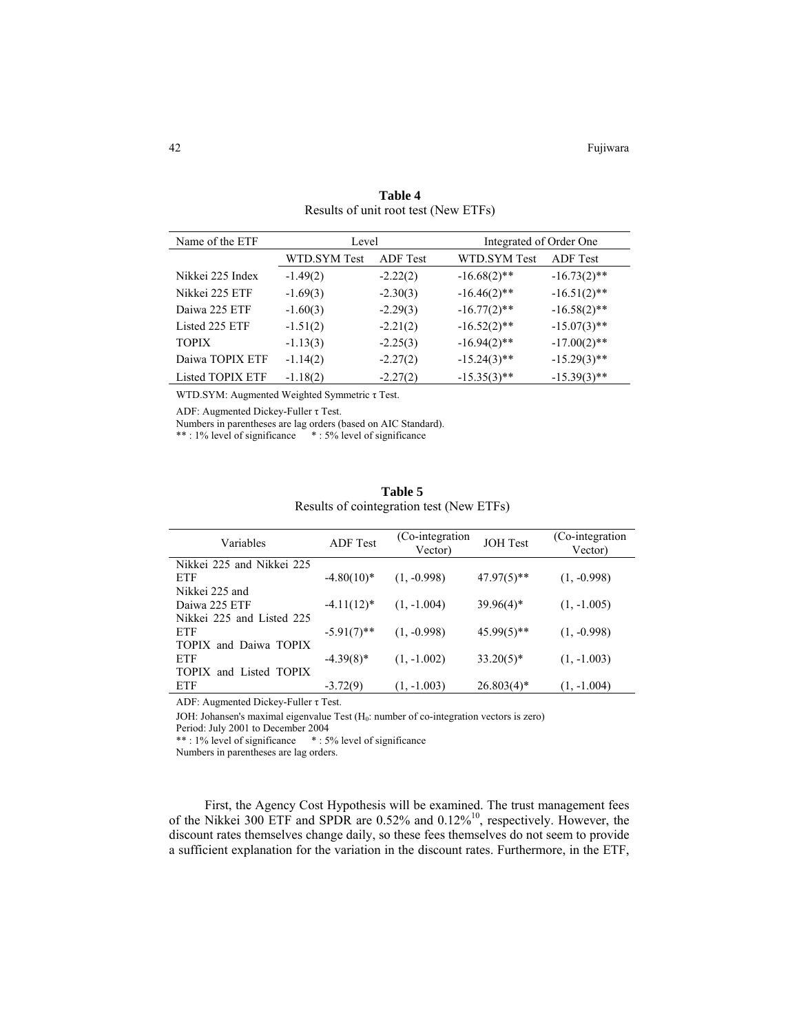**Table 4**
Results of unit root test (New ETFs)

| Name of the ETF | Level | | Integrated of Order One | |
|---|---|---|---|---|
| | WTD.SYM Test | ADF Test | WTD.SYM Test | ADF Test |
| Nikkei 225 Index | -1.49(2) | -2.22(2) | -16.68(2)** | -16.73(2)** |
| Nikkei 225 ETF | -1.69(3) | -2.30(3) | -16.46(2)** | -16.51(2)** |
| Daiwa 225 ETF | -1.60(3) | -2.29(3) | -16.77(2)** | -16.58(2)** |
| Listed 225 ETF | -1.51(2) | -2.21(2) | -16.52(2)** | -15.07(3)** |
| TOPIX | -1.13(3) | -2.25(3) | -16.94(2)** | -17.00(2)** |
| Daiwa TOPIX ETF | -1.14(2) | -2.27(2) | -15.24(3)** | -15.29(3)** |
| Listed TOPIX ETF | -1.18(2) | -2.27(2) | -15.35(3)** | -15.39(3)** |

WTD.SYM: Augmented Weighted Symmetric τ Test.

ADF: Augmented Dickey-Fuller τ Test.

Numbers in parentheses are lag orders (based on AIC Standard).

** : 1% level of significance * : 5% level of significance

**Table 5**
Results of cointegration test (New ETFs)

| Variables | ADF Test | (Co-integration Vector) | JOH Test | (Co-integration Vector) |
|---|---|---|---|---|
| Nikkei 225 and Nikkei 225 ETF | -4.80(10)* | (1, -0.998) | 47.97(5)** | (1, -0.998) |
| Nikkei 225 and Daiwa 225 ETF | -4.11(12)* | (1, -1.004) | 39.96(4)* | (1, -1.005) |
| Nikkei 225 and Listed 225 ETF | -5.91(7)** | (1, -0.998) | 45.99(5)** | (1, -0.998) |
| TOPIX and Daiwa TOPIX ETF | -4.39(8)* | (1, -1.002) | 33.20(5)* | (1, -1.003) |
| TOPIX and Listed TOPIX ETF | -3.72(9) | (1, -1.003) | 26.803(4)* | (1, -1.004) |

ADF: Augmented Dickey-Fuller τ Test.

JOH: Johansen's maximal eigenvalue Test ($H_0$: number of co-integration vectors is zero)

Period: July 2001 to December 2004

** : 1% level of significance * : 5% level of significance

Numbers in parentheses are lag orders.

First, the Agency Cost Hypothesis will be examined. The trust management fees of the Nikkei 300 ETF and SPDR are 0.52% and 0.12%[10], respectively. However, the discount rates themselves change daily, so these fees themselves do not seem to provide a sufficient explanation for the variation in the discount rates. Furthermore, in the ETF,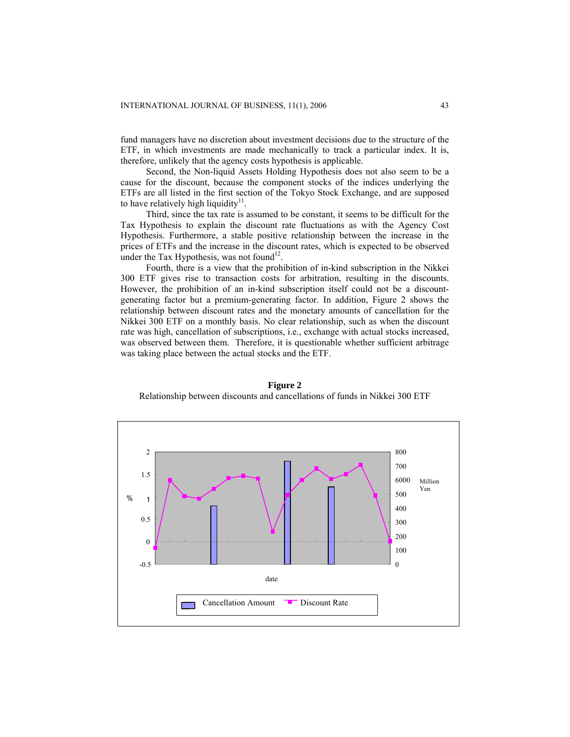fund managers have no discretion about investment decisions due to the structure of the ETF, in which investments are made mechanically to track a particular index. It is, therefore, unlikely that the agency costs hypothesis is applicable.

Second, the Non-liquid Assets Holding Hypothesis does not also seem to be a cause for the discount, because the component stocks of the indices underlying the ETFs are all listed in the first section of the Tokyo Stock Exchange, and are supposed to have relatively high liquidity[11].

Third, since the tax rate is assumed to be constant, it seems to be difficult for the Tax Hypothesis to explain the discount rate fluctuations as with the Agency Cost Hypothesis. Furthermore, a stable positive relationship between the increase in the prices of ETFs and the increase in the discount rates, which is expected to be observed under the Tax Hypothesis, was not found[12].

Fourth, there is a view that the prohibition of in-kind subscription in the Nikkei 300 ETF gives rise to transaction costs for arbitration, resulting in the discounts. However, the prohibition of an in-kind subscription itself could not be a discount-generating factor but a premium-generating factor. In addition, Figure 2 shows the relationship between discount rates and the monetary amounts of cancellation for the Nikkei 300 ETF on a monthly basis. No clear relationship, such as when the discount rate was high, cancellation of subscriptions, i.e., exchange with actual stocks increased, was observed between them. Therefore, it is questionable whether sufficient arbitrage was taking place between the actual stocks and the ETF.

**Figure 2**

Relationship between discounts and cancellations of funds in Nikkei 300 ETF

%

2
1.5
1
0.5
0
-0.5

800
700
6000
500
400
300
200
100
0

Million Yen

date

Cancellation Amount
Discount Rate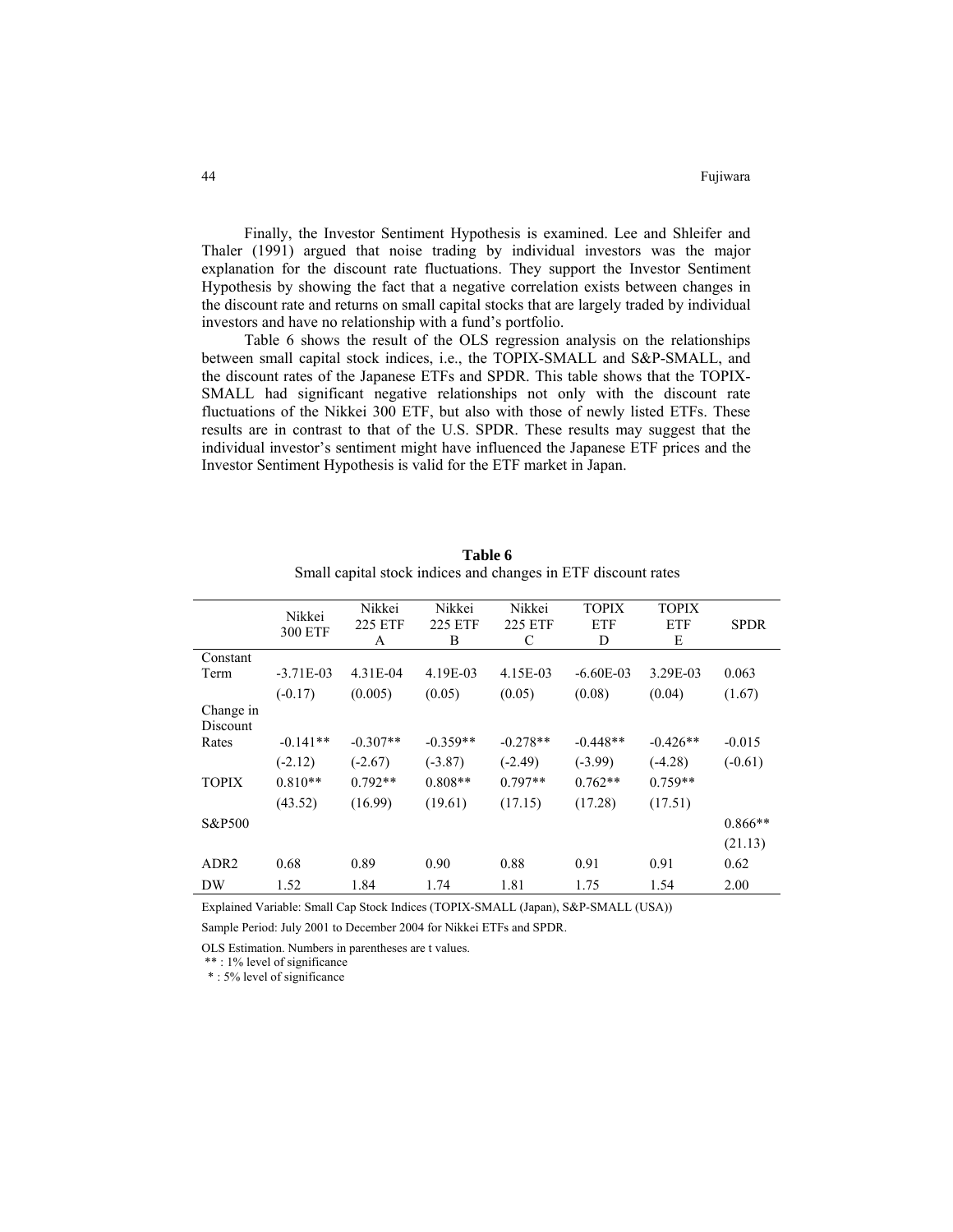Finally, the Investor Sentiment Hypothesis is examined. Lee and Shleifer and Thaler (1991) argued that noise trading by individual investors was the major explanation for the discount rate fluctuations. They support the Investor Sentiment Hypothesis by showing the fact that a negative correlation exists between changes in the discount rate and returns on small capital stocks that are largely traded by individual investors and have no relationship with a fund's portfolio.

Table 6 shows the result of the OLS regression analysis on the relationships between small capital stock indices, i.e., the TOPIX-SMALL and S&P-SMALL, and the discount rates of the Japanese ETFs and SPDR. This table shows that the TOPIX-SMALL had significant negative relationships not only with the discount rate fluctuations of the Nikkei 300 ETF, but also with those of newly listed ETFs. These results are in contrast to that of the U.S. SPDR. These results may suggest that the individual investor's sentiment might have influenced the Japanese ETF prices and the Investor Sentiment Hypothesis is valid for the ETF market in Japan.

**Table 6**

Small capital stock indices and changes in ETF discount rates

| | Nikkei 300 ETF | Nikkei 225 ETF A | Nikkei 225 ETF B | Nikkei 225 ETF C | TOPIX ETF D | TOPIX ETF E | SPDR |
|---|---|---|---|---|---|---|---|
| Constant Term | -3.71E-03 | 4.31E-04 | 4.19E-03 | 4.15E-03 | -6.60E-03 | 3.29E-03 | 0.063 |
| | (-0.17) | (0.005) | (0.05) | (0.05) | (0.08) | (0.04) | (1.67) |
| Change in Discount Rates | -0.141** | -0.307** | -0.359** | -0.278** | -0.448** | -0.426** | -0.015 |
| | (-2.12) | (-2.67) | (-3.87) | (-2.49) | (-3.99) | (-4.28) | (-0.61) |
| TOPIX | 0.810** | 0.792** | 0.808** | 0.797** | 0.762** | 0.759** | |
| | (43.52) | (16.99) | (19.61) | (17.15) | (17.28) | (17.51) | |
| S&P500 | | | | | | | 0.866** |
| | | | | | | | (21.13) |
| ADR2 | 0.68 | 0.89 | 0.90 | 0.88 | 0.91 | 0.91 | 0.62 |
| DW | 1.52 | 1.84 | 1.74 | 1.81 | 1.75 | 1.54 | 2.00 |

Explained Variable: Small Cap Stock Indices (TOPIX-SMALL (Japan), S&P-SMALL (USA))

Sample Period: July 2001 to December 2004 for Nikkei ETFs and SPDR.

OLS Estimation. Numbers in parentheses are t values.

** : 1% level of significance

* : 5% level of significance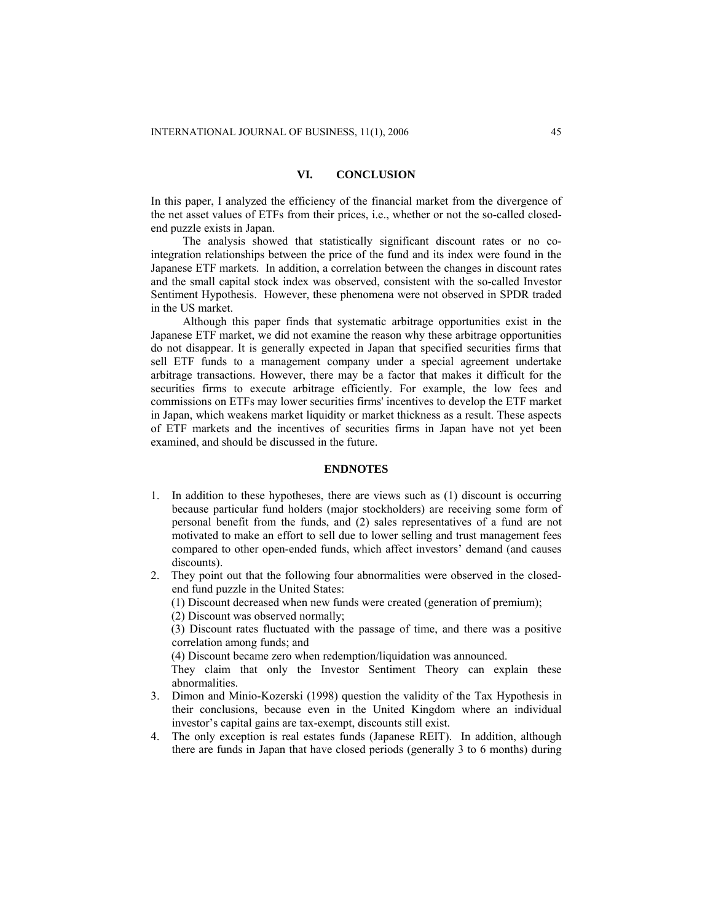## VI. CONCLUSION

In this paper, I analyzed the efficiency of the financial market from the divergence of the net asset values of ETFs from their prices, i.e., whether or not the so-called closed-end puzzle exists in Japan.

The analysis showed that statistically significant discount rates or no co-integration relationships between the price of the fund and its index were found in the Japanese ETF markets. In addition, a correlation between the changes in discount rates and the small capital stock index was observed, consistent with the so-called Investor Sentiment Hypothesis. However, these phenomena were not observed in SPDR traded in the US market.

Although this paper finds that systematic arbitrage opportunities exist in the Japanese ETF market, we did not examine the reason why these arbitrage opportunities do not disappear. It is generally expected in Japan that specified securities firms that sell ETF funds to a management company under a special agreement undertake arbitrage transactions. However, there may be a factor that makes it difficult for the securities firms to execute arbitrage efficiently. For example, the low fees and commissions on ETFs may lower securities firms' incentives to develop the ETF market in Japan, which weakens market liquidity or market thickness as a result. These aspects of ETF markets and the incentives of securities firms in Japan have not yet been examined, and should be discussed in the future.

## ENDNOTES

1. In addition to these hypotheses, there are views such as (1) discount is occurring because particular fund holders (major stockholders) are receiving some form of personal benefit from the funds, and (2) sales representatives of a fund are not motivated to make an effort to sell due to lower selling and trust management fees compared to other open-ended funds, which affect investors' demand (and causes discounts).
2. They point out that the following four abnormalities were observed in the closed-end fund puzzle in the United States:
   (1) Discount decreased when new funds were created (generation of premium);
   (2) Discount was observed normally;
   (3) Discount rates fluctuated with the passage of time, and there was a positive correlation among funds; and
   (4) Discount became zero when redemption/liquidation was announced.
   They claim that only the Investor Sentiment Theory can explain these abnormalities.
3. Dimon and Minio-Kozerski (1998) question the validity of the Tax Hypothesis in their conclusions, because even in the United Kingdom where an individual investor's capital gains are tax-exempt, discounts still exist.
4. The only exception is real estates funds (Japanese REIT). In addition, although there are funds in Japan that have closed periods (generally 3 to 6 months) during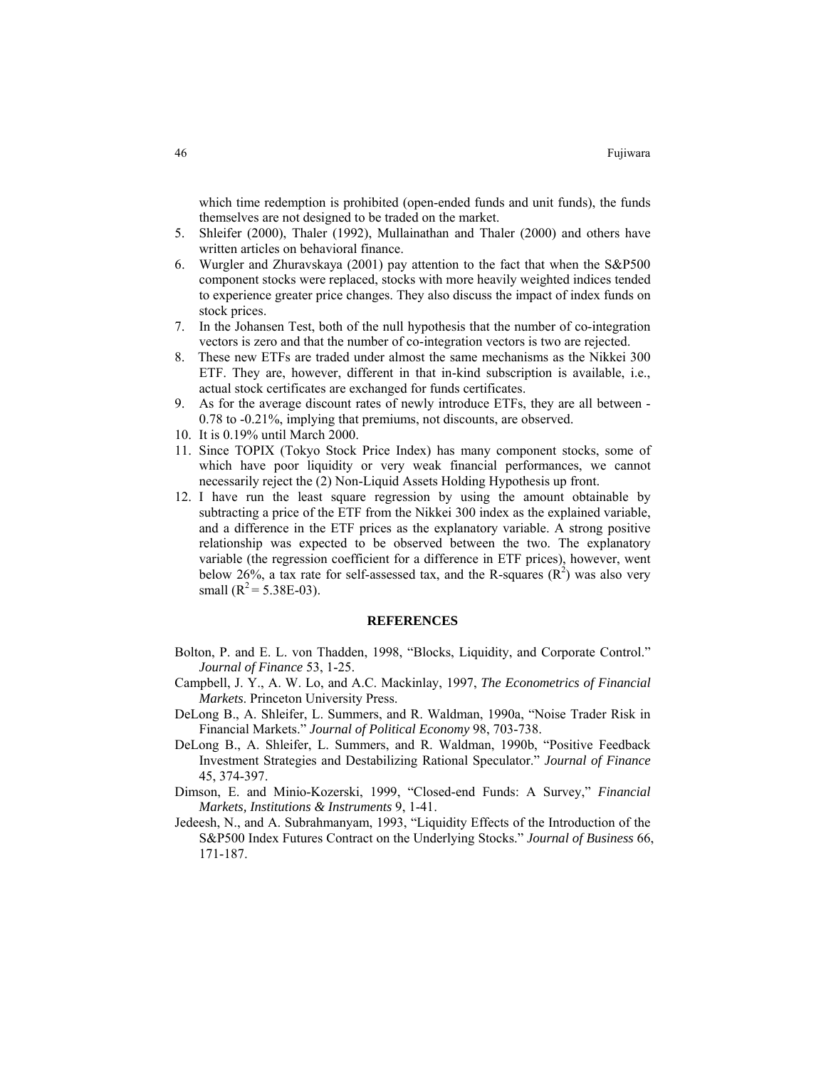which time redemption is prohibited (open-ended funds and unit funds), the funds themselves are not designed to be traded on the market.

5. Shleifer (2000), Thaler (1992), Mullainathan and Thaler (2000) and others have written articles on behavioral finance.
6. Wurgler and Zhuravskaya (2001) pay attention to the fact that when the S&P500 component stocks were replaced, stocks with more heavily weighted indices tended to experience greater price changes. They also discuss the impact of index funds on stock prices.
7. In the Johansen Test, both of the null hypothesis that the number of co-integration vectors is zero and that the number of co-integration vectors is two are rejected.
8. These new ETFs are traded under almost the same mechanisms as the Nikkei 300 ETF. They are, however, different in that in-kind subscription is available, i.e., actual stock certificates are exchanged for funds certificates.
9. As for the average discount rates of newly introduce ETFs, they are all between -0.78 to -0.21%, implying that premiums, not discounts, are observed.
10. It is 0.19% until March 2000.
11. Since TOPIX (Tokyo Stock Price Index) has many component stocks, some of which have poor liquidity or very weak financial performances, we cannot necessarily reject the (2) Non-Liquid Assets Holding Hypothesis up front.
12. I have run the least square regression by using the amount obtainable by subtracting a price of the ETF from the Nikkei 300 index as the explained variable, and a difference in the ETF prices as the explanatory variable. A strong positive relationship was expected to be observed between the two. The explanatory variable (the regression coefficient for a difference in ETF prices), however, went below 26%, a tax rate for self-assessed tax, and the R-squares ($R^2$) was also very small ($R^2$ = 5.38E-03).

## REFERENCES

Bolton, P. and E. L. von Thadden, 1998, "Blocks, Liquidity, and Corporate Control." *Journal of Finance* 53, 1-25.

Campbell, J. Y., A. W. Lo, and A.C. Mackinlay, 1997, *The Econometrics of Financial Markets*. Princeton University Press.

DeLong B., A. Shleifer, L. Summers, and R. Waldman, 1990a, "Noise Trader Risk in Financial Markets." *Journal of Political Economy* 98, 703-738.

DeLong B., A. Shleifer, L. Summers, and R. Waldman, 1990b, "Positive Feedback Investment Strategies and Destabilizing Rational Speculator." *Journal of Finance* 45, 374-397.

Dimson, E. and Minio-Kozerski, 1999, "Closed-end Funds: A Survey," *Financial Markets, Institutions & Instruments* 9, 1-41.

Jedeesh, N., and A. Subrahmanyam, 1993, "Liquidity Effects of the Introduction of the S&P500 Index Futures Contract on the Underlying Stocks." *Journal of Business* 66, 171-187.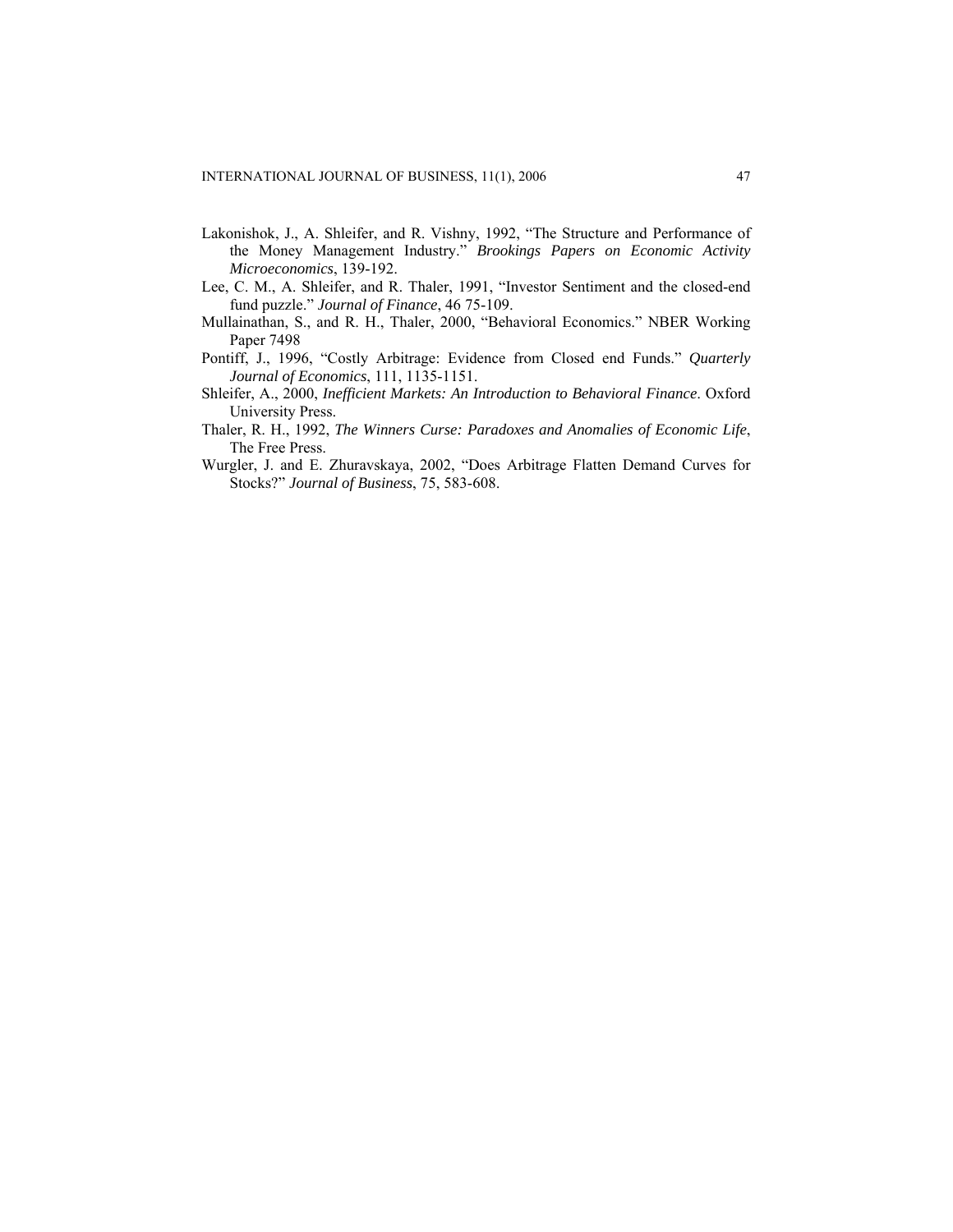Lakonishok, J., A. Shleifer, and R. Vishny, 1992, "The Structure and Performance of the Money Management Industry." *Brookings Papers on Economic Activity Microeconomics*, 139-192.

Lee, C. M., A. Shleifer, and R. Thaler, 1991, "Investor Sentiment and the closed-end fund puzzle." *Journal of Finance*, 46 75-109.

Mullainathan, S., and R. H., Thaler, 2000, "Behavioral Economics." NBER Working Paper 7498

Pontiff, J., 1996, "Costly Arbitrage: Evidence from Closed end Funds." *Quarterly Journal of Economics*, 111, 1135-1151.

Shleifer, A., 2000, *Inefficient Markets: An Introduction to Behavioral Finance*. Oxford University Press.

Thaler, R. H., 1992, *The Winners Curse: Paradoxes and Anomalies of Economic Life*, The Free Press.

Wurgler, J. and E. Zhuravskaya, 2002, "Does Arbitrage Flatten Demand Curves for Stocks?" *Journal of Business*, 75, 583-608.